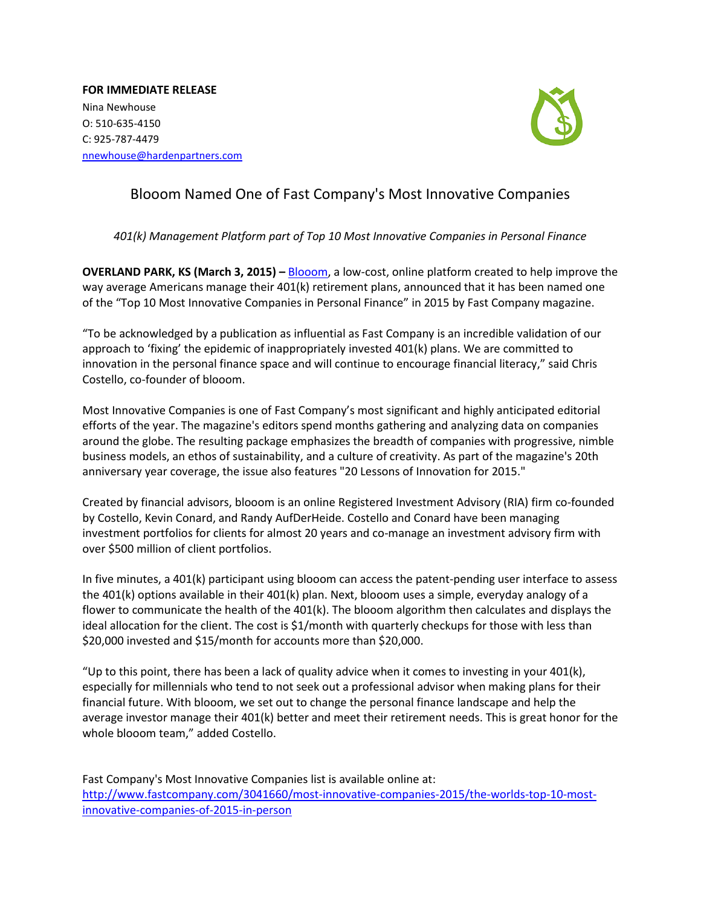**FOR IMMEDIATE RELEASE**
Nina Newhouse
O: 510-635-4150
C: 925-787-4479
nnewhouse@hardenpartners.com

# Blooom Named One of Fast Company's Most Innovative Companies

*401(k) Management Platform part of Top 10 Most Innovative Companies in Personal Finance*

**OVERLAND PARK, KS (March 3, 2015) –** Blooom, a low-cost, online platform created to help improve the way average Americans manage their 401(k) retirement plans, announced that it has been named one of the "Top 10 Most Innovative Companies in Personal Finance" in 2015 by Fast Company magazine.

"To be acknowledged by a publication as influential as Fast Company is an incredible validation of our approach to 'fixing' the epidemic of inappropriately invested 401(k) plans. We are committed to innovation in the personal finance space and will continue to encourage financial literacy," said Chris Costello, co-founder of blooom.

Most Innovative Companies is one of Fast Company's most significant and highly anticipated editorial efforts of the year. The magazine's editors spend months gathering and analyzing data on companies around the globe. The resulting package emphasizes the breadth of companies with progressive, nimble business models, an ethos of sustainability, and a culture of creativity. As part of the magazine's 20th anniversary year coverage, the issue also features "20 Lessons of Innovation for 2015."

Created by financial advisors, blooom is an online Registered Investment Advisory (RIA) firm co-founded by Costello, Kevin Conard, and Randy AufDerHeide. Costello and Conard have been managing investment portfolios for clients for almost 20 years and co-manage an investment advisory firm with over $500 million of client portfolios.

In five minutes, a 401(k) participant using blooom can access the patent-pending user interface to assess the 401(k) options available in their 401(k) plan. Next, blooom uses a simple, everyday analogy of a flower to communicate the health of the 401(k). The blooom algorithm then calculates and displays the ideal allocation for the client. The cost is $1/month with quarterly checkups for those with less than $20,000 invested and $15/month for accounts more than $20,000.

"Up to this point, there has been a lack of quality advice when it comes to investing in your 401(k), especially for millennials who tend to not seek out a professional advisor when making plans for their financial future. With blooom, we set out to change the personal finance landscape and help the average investor manage their 401(k) better and meet their retirement needs. This is great honor for the whole blooom team," added Costello.

Fast Company's Most Innovative Companies list is available online at:
http://www.fastcompany.com/3041660/most-innovative-companies-2015/the-worlds-top-10-most-innovative-companies-of-2015-in-person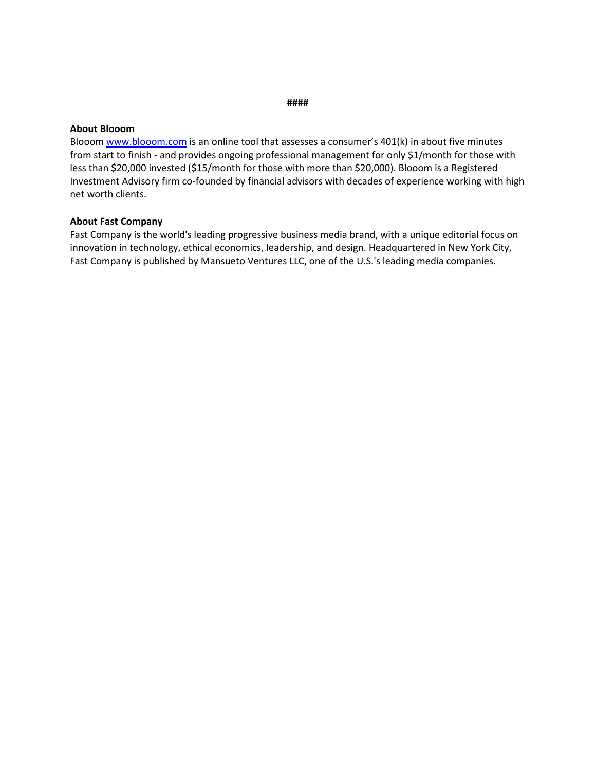####

**About Blooom**

Blooom [www.blooom.com](http://www.blooom.com) is an online tool that assesses a consumer's 401(k) in about five minutes from start to finish - and provides ongoing professional management for only $1/month for those with less than $20,000 invested ($15/month for those with more than $20,000). Blooom is a Registered Investment Advisory firm co-founded by financial advisors with decades of experience working with high net worth clients.

**About Fast Company**

Fast Company is the world's leading progressive business media brand, with a unique editorial focus on innovation in technology, ethical economics, leadership, and design. Headquartered in New York City, Fast Company is published by Mansueto Ventures LLC, one of the U.S.'s leading media companies.